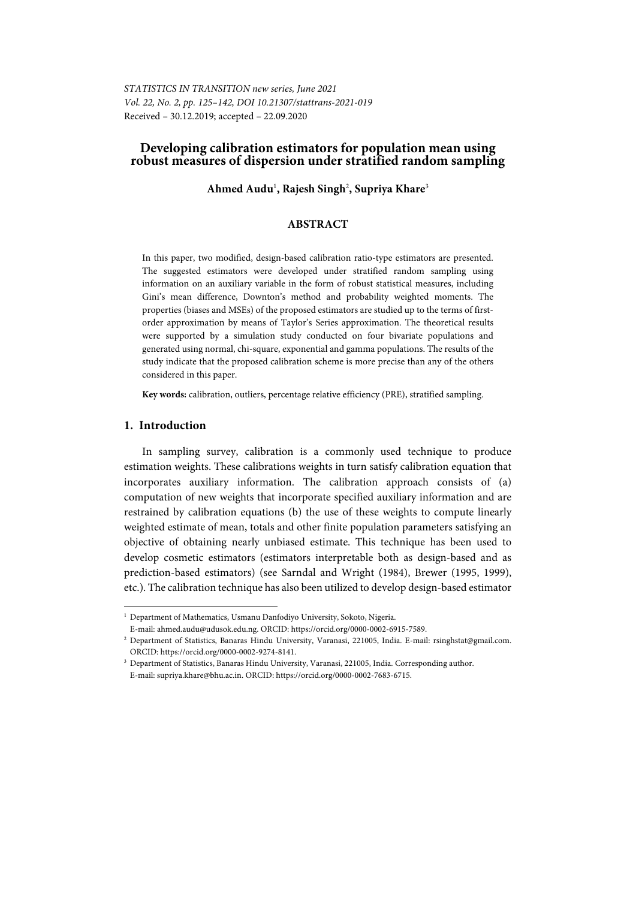*STATISTICS IN TRANSITION new series, June 2021*
*Vol. 22, No. 2, pp. 125–142, DOI 10.21307/stattrans-2021-019*
Received – 30.12.2019; accepted – 22.09.2020

# Developing calibration estimators for population mean using robust measures of dispersion under stratified random sampling

**Ahmed Audu**[1]**, Rajesh Singh**[2]**, Supriya Khare**[3]

## ABSTRACT

In this paper, two modified, design-based calibration ratio-type estimators are presented. The suggested estimators were developed under stratified random sampling using information on an auxiliary variable in the form of robust statistical measures, including Gini's mean difference, Downton's method and probability weighted moments. The properties (biases and MSEs) of the proposed estimators are studied up to the terms of first-order approximation by means of Taylor's Series approximation. The theoretical results were supported by a simulation study conducted on four bivariate populations and generated using normal, chi-square, exponential and gamma populations. The results of the study indicate that the proposed calibration scheme is more precise than any of the others considered in this paper.

**Key words:** calibration, outliers, percentage relative efficiency (PRE), stratified sampling.

## 1. Introduction

In sampling survey, calibration is a commonly used technique to produce estimation weights. These calibrations weights in turn satisfy calibration equation that incorporates auxiliary information. The calibration approach consists of (a) computation of new weights that incorporate specified auxiliary information and are restrained by calibration equations (b) the use of these weights to compute linearly weighted estimate of mean, totals and other finite population parameters satisfying an objective of obtaining nearly unbiased estimate. This technique has been used to develop cosmetic estimators (estimators interpretable both as design-based and as prediction-based estimators) (see Sarndal and Wright (1984), Brewer (1995, 1999), etc.). The calibration technique has also been utilized to develop design-based estimator

[1] Department of Mathematics, Usmanu Danfodiyo University, Sokoto, Nigeria. E-mail: ahmed.audu@udusok.edu.ng. ORCID: https://orcid.org/0000-0002-6915-7589.

[2] Department of Statistics, Banaras Hindu University, Varanasi, 221005, India. E-mail: rsinghstat@gmail.com. ORCID: https://orcid.org/0000-0002-9274-8141.

[3] Department of Statistics, Banaras Hindu University, Varanasi, 221005, India. Corresponding author. E-mail: supriya.khare@bhu.ac.in. ORCID: https://orcid.org/0000-0002-7683-6715.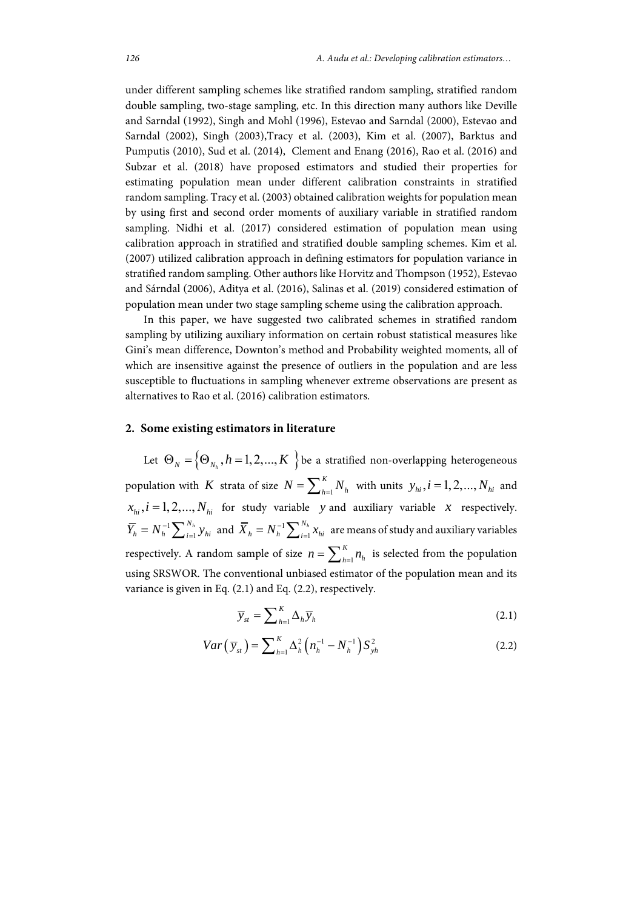under different sampling schemes like stratified random sampling, stratified random double sampling, two-stage sampling, etc. In this direction many authors like Deville and Sarndal (1992), Singh and Mohl (1996), Estevao and Sarndal (2000), Estevao and Sarndal (2002), Singh (2003),Tracy et al. (2003), Kim et al. (2007), Barktus and Pumputis (2010), Sud et al. (2014), Clement and Enang (2016), Rao et al. (2016) and Subzar et al. (2018) have proposed estimators and studied their properties for estimating population mean under different calibration constraints in stratified random sampling. Tracy et al. (2003) obtained calibration weights for population mean by using first and second order moments of auxiliary variable in stratified random sampling. Nidhi et al. (2017) considered estimation of population mean using calibration approach in stratified and stratified double sampling schemes. Kim et al. (2007) utilized calibration approach in defining estimators for population variance in stratified random sampling. Other authors like Horvitz and Thompson (1952), Estevao and Sárndal (2006), Aditya et al. (2016), Salinas et al. (2019) considered estimation of population mean under two stage sampling scheme using the calibration approach.

In this paper, we have suggested two calibrated schemes in stratified random sampling by utilizing auxiliary information on certain robust statistical measures like Gini's mean difference, Downton's method and Probability weighted moments, all of which are insensitive against the presence of outliers in the population and are less susceptible to fluctuations in sampling whenever extreme observations are present as alternatives to Rao et al. (2016) calibration estimators.

## 2. Some existing estimators in literature

Let $\Theta_N = \left\{\Theta_{N_h}, h = 1, 2, ..., K\right\}$ be a stratified non-overlapping heterogeneous population with $K$ strata of size $N = \sum_{h=1}^{K} N_h$ with units $y_{hi}, i = 1, 2, ..., N_{hi}$ and $x_{hi}, i = 1, 2, ..., N_{hi}$ for study variable $y$ and auxiliary variable $x$ respectively. $\overline{Y}_h = N_h^{-1} \sum_{i=1}^{N_h} y_{hi}$ and $\overline{X}_h = N_h^{-1} \sum_{i=1}^{N_h} x_{hi}$ are means of study and auxiliary variables respectively. A random sample of size $n = \sum_{h=1}^{K} n_h$ is selected from the population using SRSWOR. The conventional unbiased estimator of the population mean and its variance is given in Eq. (2.1) and Eq. (2.2), respectively.

$$\overline{y}_{st} = \sum_{h=1}^{K} \Delta_h \overline{y}_h \tag{2.1}$$

$$Var\left(\overline{y}_{st}\right) = \sum_{h=1}^{K} \Delta_h^2 \left(n_h^{-1} - N_h^{-1}\right) S_{yh}^2 \tag{2.2}$$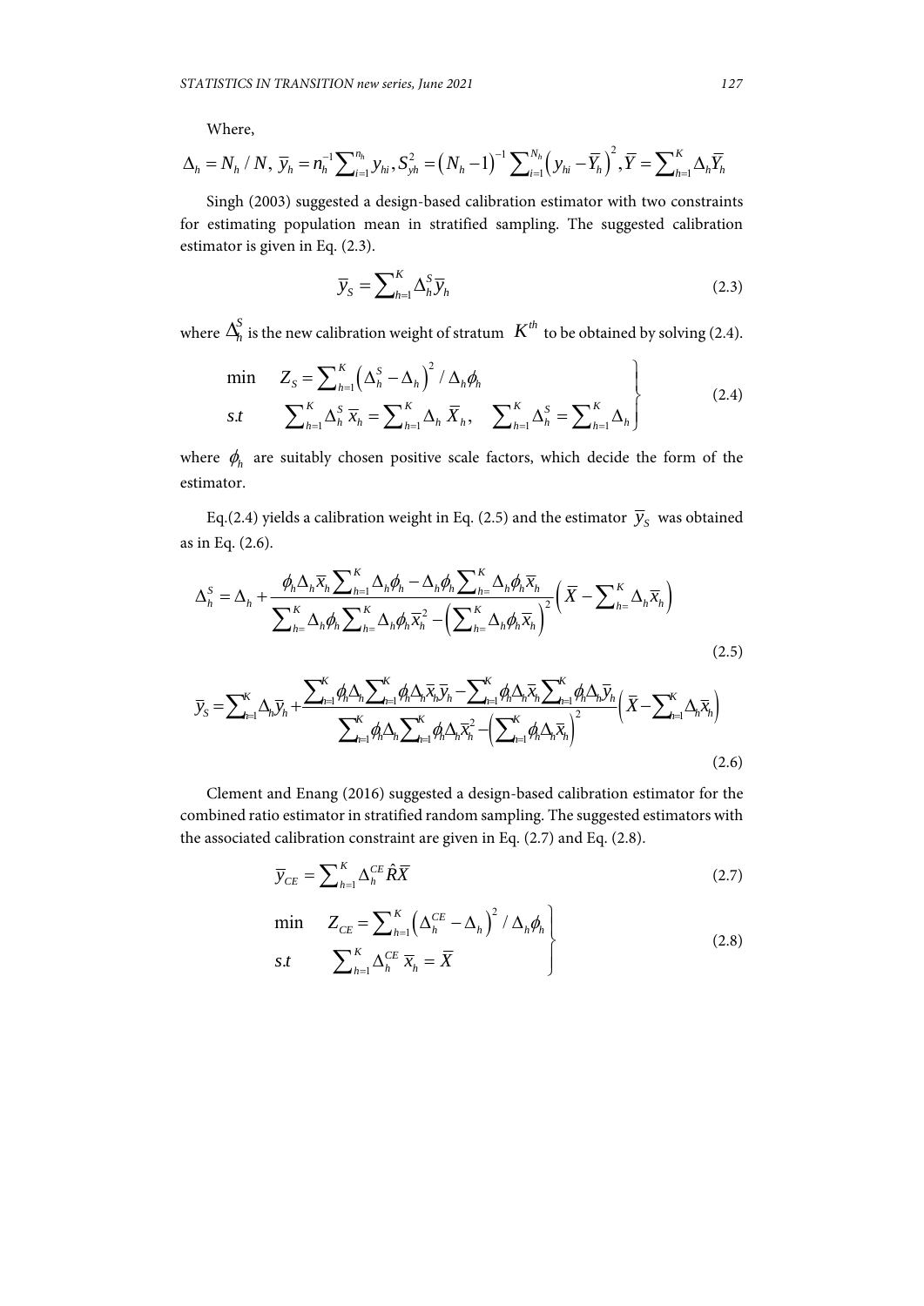Where,

$$\Delta_h = N_h / N,\ \bar{y}_h = n_h^{-1}\sum\nolimits_{i=1}^{n_h} y_{hi}, S_{yh}^2 = \left(N_h - 1\right)^{-1}\sum\nolimits_{i=1}^{N_h}\left(y_{hi} - \bar{Y}_h\right)^2, \bar{Y} = \sum\nolimits_{h=1}^{K}\Delta_h \bar{Y}_h$$

Singh (2003) suggested a design-based calibration estimator with two constraints for estimating population mean in stratified sampling. The suggested calibration estimator is given in Eq. (2.3).

$$\bar{y}_S = \sum\nolimits_{h=1}^{K}\Delta_h^S \bar{y}_h \tag{2.3}$$

where $\Delta_h^S$ is the new calibration weight of stratum $K^{th}$ to be obtained by solving (2.4).

$$\left.\begin{array}{ll} \min & Z_S = \sum\nolimits_{h=1}^{K}\left(\Delta_h^S - \Delta_h\right)^2 / \Delta_h \phi_h \\ s.t & \sum\nolimits_{h=1}^{K}\Delta_h^S\, \bar{x}_h = \sum\nolimits_{h=1}^{K}\Delta_h\, \bar{X}_h, \quad \sum\nolimits_{h=1}^{K}\Delta_h^S = \sum\nolimits_{h=1}^{K}\Delta_h \end{array}\right\} \tag{2.4}$$

where $\phi_h$ are suitably chosen positive scale factors, which decide the form of the estimator.

Eq.(2.4) yields a calibration weight in Eq. (2.5) and the estimator $\bar{y}_S$ was obtained as in Eq. (2.6).

$$\Delta_h^S = \Delta_h + \frac{\phi_h \Delta_h \bar{x}_h \sum\nolimits_{h=1}^{K}\Delta_h \phi_h - \Delta_h \phi_h \sum\nolimits_{h=}^{K}\Delta_h \phi_h \bar{x}_h}{\sum\nolimits_{h=}^{K}\Delta_h \phi_h \sum\nolimits_{h=}^{K}\Delta_h \phi_h \bar{x}_h^2 - \left(\sum\nolimits_{h=}^{K}\Delta_h \phi_h \bar{x}_h\right)^2}\left(\bar{X} - \sum\nolimits_{h=}^{K}\Delta_h \bar{x}_h\right) \tag{2.5}$$

$$\bar{y}_S = \sum\nolimits_{h=1}^{K}\Delta_h \bar{y}_h + \frac{\sum\nolimits_{h=1}^{K}\phi_h \Delta_h \sum\nolimits_{h=1}^{K}\phi_h \Delta_h \bar{x}_h \bar{y}_h - \sum\nolimits_{h=1}^{K}\phi_h \Delta_h \bar{x}_h \sum\nolimits_{h=1}^{K}\phi_h \Delta_h \bar{y}_h}{\sum\nolimits_{h=1}^{K}\phi_h \Delta_h \sum\nolimits_{h=1}^{K}\phi_h \Delta_h \bar{x}_h^2 - \left(\sum\nolimits_{h=1}^{K}\phi_h \Delta_h \bar{x}_h\right)^2}\left(\bar{X} - \sum\nolimits_{h=1}^{K}\Delta_h \bar{x}_h\right) \tag{2.6}$$

Clement and Enang (2016) suggested a design-based calibration estimator for the combined ratio estimator in stratified random sampling. The suggested estimators with the associated calibration constraint are given in Eq. (2.7) and Eq. (2.8).

$$\bar{y}_{CE} = \sum\nolimits_{h=1}^{K}\Delta_h^{CE}\hat{R}\bar{X} \tag{2.7}$$

$$\left.\begin{array}{ll} \min & Z_{CE} = \sum\nolimits_{h=1}^{K}\left(\Delta_h^{CE} - \Delta_h\right)^2 / \Delta_h \phi_h \\ s.t & \sum\nolimits_{h=1}^{K}\Delta_h^{CE}\, \bar{x}_h = \bar{X} \end{array}\right\} \tag{2.8}$$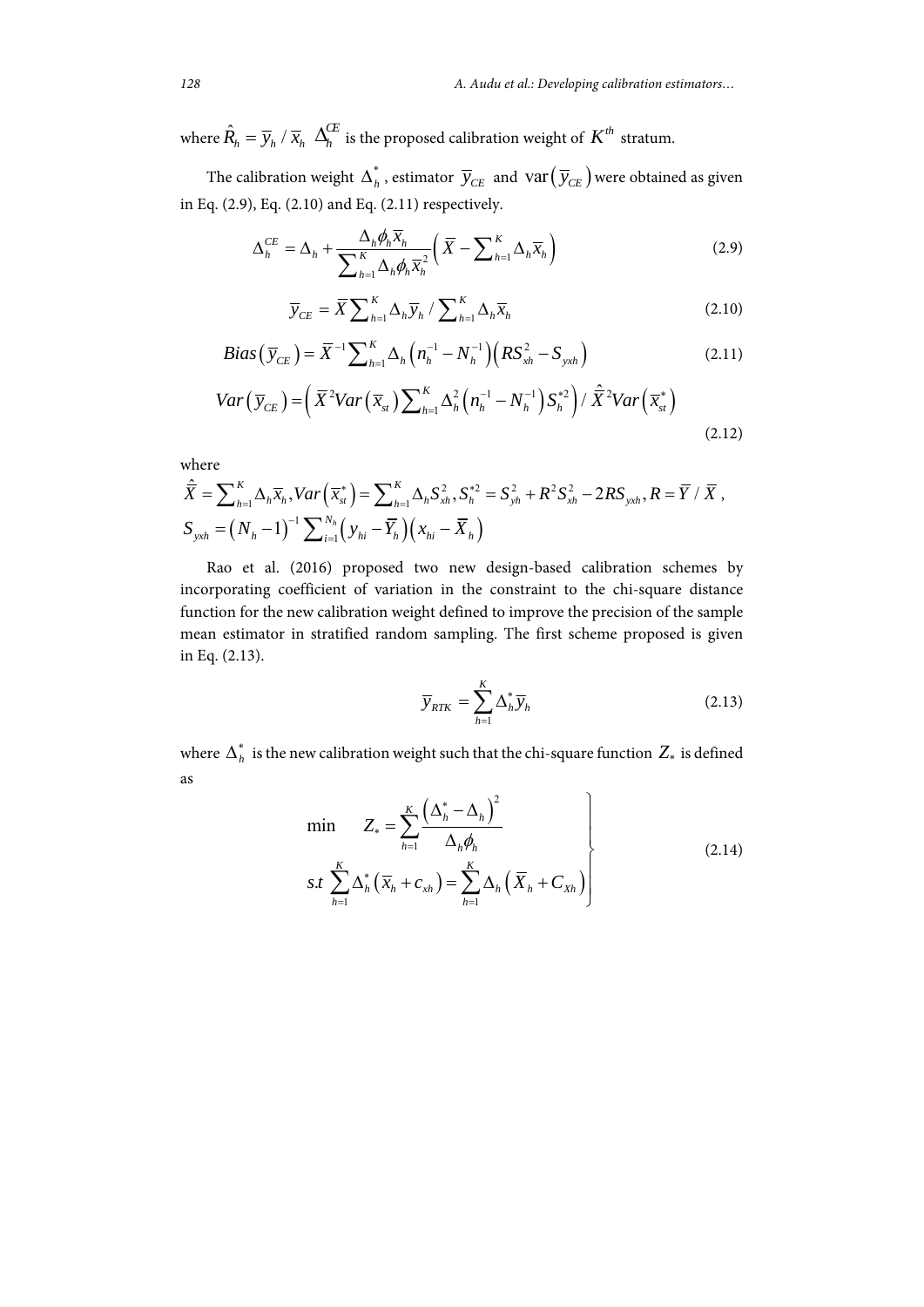where $\hat{R}_h = \overline{y}_h / \overline{x}_h$ $\Delta_h^{CE}$ is the proposed calibration weight of $K^{th}$ stratum.

The calibration weight $\Delta_h^*$, estimator $\overline{y}_{CE}$ and $\mathrm{var}\left(\overline{y}_{CE}\right)$ were obtained as given in Eq. (2.9), Eq. (2.10) and Eq. (2.11) respectively.

$$\Delta_h^{CE} = \Delta_h + \frac{\Delta_h \phi_h \overline{x}_h}{\sum_{h=1}^{K} \Delta_h \phi_h \overline{x}_h^2}\left(\overline{X} - \sum_{h=1}^{K} \Delta_h \overline{x}_h\right) \tag{2.9}$$

$$\overline{y}_{CE} = \overline{X} \sum_{h=1}^{K} \Delta_h \overline{y}_h \Big/ \sum_{h=1}^{K} \Delta_h \overline{x}_h \tag{2.10}$$

$$Bias\left(\overline{y}_{CE}\right) = \overline{X}^{-1} \sum_{h=1}^{K} \Delta_h \left(n_h^{-1} - N_h^{-1}\right)\left(RS_{xh}^2 - S_{yxh}\right) \tag{2.11}$$

$$Var\left(\overline{y}_{CE}\right) = \left(\overline{X}^2 Var\left(\overline{x}_{st}\right) \sum_{h=1}^{K} \Delta_h^2 \left(n_h^{-1} - N_h^{-1}\right) S_h^{*2}\right) \Big/ \hat{\overline{X}}^2 Var\left(\overline{x}_{st}^*\right) \tag{2.12}$$

where

$\hat{\overline{X}} = \sum_{h=1}^{K} \Delta_h \overline{x}_h, Var\left(\overline{x}_{st}^*\right) = \sum_{h=1}^{K} \Delta_h S_{xh}^2, S_h^{*2} = S_{yh}^2 + R^2 S_{xh}^2 - 2RS_{yxh}, R = \overline{Y} / \overline{X}$,
$S_{yxh} = \left(N_h - 1\right)^{-1} \sum_{i=1}^{N_h} \left(y_{hi} - \overline{Y}_h\right)\left(x_{hi} - \overline{X}_h\right)$

Rao et al. (2016) proposed two new design-based calibration schemes by incorporating coefficient of variation in the constraint to the chi-square distance function for the new calibration weight defined to improve the precision of the sample mean estimator in stratified random sampling. The first scheme proposed is given in Eq. (2.13).

$$\overline{y}_{RTK} = \sum_{h=1}^{K} \Delta_h^* \overline{y}_h \tag{2.13}$$

where $\Delta_h^*$ is the new calibration weight such that the chi-square function $Z_*$ is defined as

$$\left.\begin{aligned} \min \quad & Z_* = \sum_{h=1}^{K} \frac{\left(\Delta_h^* - \Delta_h\right)^2}{\Delta_h \phi_h} \\ s.t \; & \sum_{h=1}^{K} \Delta_h^* \left(\overline{x}_h + c_{xh}\right) = \sum_{h=1}^{K} \Delta_h \left(\overline{X}_h + C_{Xh}\right) \end{aligned}\right\} \tag{2.14}$$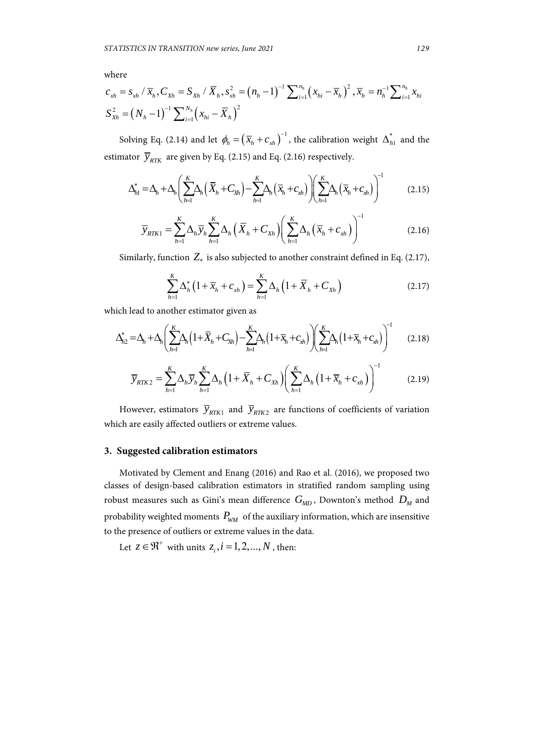where

$$c_{xh} = s_{xh} / \bar{x}_h, C_{Xh} = S_{Xh} / \bar{X}_h, s_{xh}^2 = (n_h - 1)^{-1} \sum_{i=1}^{n_h} (x_{hi} - \bar{x}_h)^2, \bar{x}_h = n_h^{-1} \sum_{i=1}^{n_h} x_{hi}$$

$$S_{Xh}^2 = (N_h - 1)^{-1} \sum_{i=1}^{N_h} (x_{hi} - \bar{X}_h)^2$$

Solving Eq. (2.14) and let $\phi_h = (\bar{x}_h + c_{xh})^{-1}$, the calibration weight $\Delta_{h1}^*$ and the estimator $\bar{y}_{RTK}$ are given by Eq. (2.15) and Eq. (2.16) respectively.

$$\Delta_{h1}^* = \Delta_h + \Delta_h \left( \sum_{h=1}^{K} \Delta_h (\bar{X}_h + C_{Xh}) - \sum_{h=1}^{K} \Delta_h (\bar{x}_h + c_{xh}) \right) \left( \sum_{h=1}^{K} \Delta_h (\bar{x}_h + c_{xh}) \right)^{-1} \tag{2.15}$$

$$\bar{y}_{RTK1} = \sum_{h=1}^{K} \Delta_h \bar{y}_h \sum_{h=1}^{K} \Delta_h (\bar{X}_h + C_{Xh}) \left( \sum_{h=1}^{K} \Delta_h (\bar{x}_h + c_{xh}) \right)^{-1} \tag{2.16}$$

Similarly, function $Z_*$ is also subjected to another constraint defined in Eq. (2.17),

$$\sum_{h=1}^{K} \Delta_h^* (1 + \bar{x}_h + c_{xh}) = \sum_{h=1}^{K} \Delta_h (1 + \bar{X}_h + C_{Xh}) \tag{2.17}$$

which lead to another estimator given as

$$\Delta_{h2}^* = \Delta_h + \Delta_h \left( \sum_{h=1}^{K} \Delta_h (1 + \bar{X}_h + C_{Xh}) - \sum_{h=1}^{K} \Delta_h (1 + \bar{x}_h + c_{xh}) \right) \left( \sum_{h=1}^{K} \Delta_h (1 + \bar{x}_h + c_{xh}) \right)^{-1} \tag{2.18}$$

$$\bar{y}_{RTK2} = \sum_{h=1}^{K} \Delta_h \bar{y}_h \sum_{h=1}^{K} \Delta_h (1 + \bar{X}_h + C_{Xh}) \left( \sum_{h=1}^{K} \Delta_h (1 + \bar{x}_h + c_{xh}) \right)^{-1} \tag{2.19}$$

However, estimators $\bar{y}_{RTK1}$ and $\bar{y}_{RTK2}$ are functions of coefficients of variation which are easily affected outliers or extreme values.

## 3. Suggested calibration estimators

Motivated by Clement and Enang (2016) and Rao et al. (2016), we proposed two classes of design-based calibration estimators in stratified random sampling using robust measures such as Gini's mean difference $G_{MD}$, Downton's method $D_M$ and probability weighted moments $P_{WM}$ of the auxiliary information, which are insensitive to the presence of outliers or extreme values in the data.

Let $z \in \Re^+$ with units $z_i, i = 1, 2, ..., N$, then: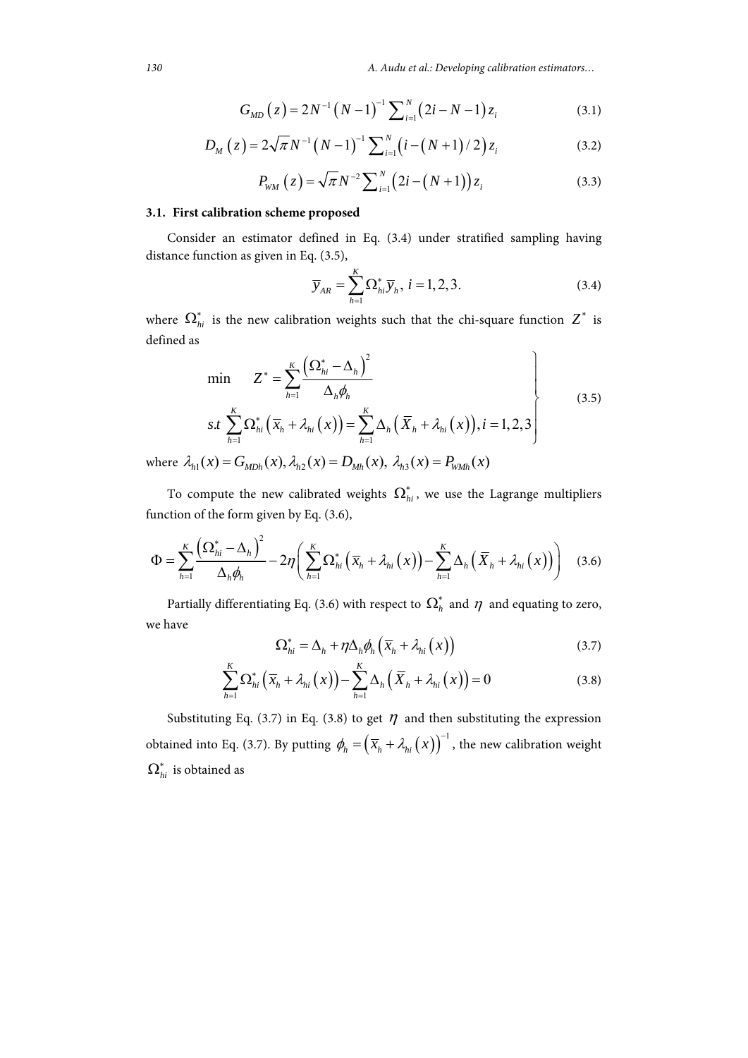$$G_{MD}\left(z\right)=2N^{-1}\left(N-1\right)^{-1}\sum_{i=1}^{N}\left(2i-N-1\right)z_i \tag{3.1}$$

$$D_M\left(z\right)=2\sqrt{\pi}N^{-1}\left(N-1\right)^{-1}\sum_{i=1}^{N}\left(i-\left(N+1\right)/2\right)z_i \tag{3.2}$$

$$P_{WM}\left(z\right)=\sqrt{\pi}N^{-2}\sum_{i=1}^{N}\left(2i-\left(N+1\right)\right)z_i \tag{3.3}$$

### 3.1. First calibration scheme proposed

Consider an estimator defined in Eq. (3.4) under stratified sampling having distance function as given in Eq. (3.5),

$$\bar{y}_{AR}=\sum_{h=1}^{K}\Omega_{hi}^{*}\bar{y}_h,\; i=1,2,3. \tag{3.4}$$

where $\Omega_{hi}^{*}$ is the new calibration weights such that the chi-square function $Z^{*}$ is defined as

$$\left.\begin{aligned} &\min \quad Z^{*}=\sum_{h=1}^{K}\frac{\left(\Omega_{hi}^{*}-\Delta_h\right)^2}{\Delta_h\phi_h} \\ &s.t\; \sum_{h=1}^{K}\Omega_{hi}^{*}\left(\bar{x}_h+\lambda_{hi}\left(x\right)\right)=\sum_{h=1}^{K}\Delta_h\left(\bar{X}_h+\lambda_{hi}\left(x\right)\right), i=1,2,3 \end{aligned}\right\} \tag{3.5}$$

where $\lambda_{h1}(x)=G_{MDh}(x), \lambda_{h2}(x)=D_{Mh}(x),\; \lambda_{h3}(x)=P_{WMh}(x)$

To compute the new calibrated weights $\Omega_{hi}^{*}$, we use the Lagrange multipliers function of the form given by Eq. (3.6),

$$\Phi=\sum_{h=1}^{K}\frac{\left(\Omega_{hi}^{*}-\Delta_h\right)^2}{\Delta_h\phi_h}-2\eta\left(\sum_{h=1}^{K}\Omega_{hi}^{*}\left(\bar{x}_h+\lambda_{hi}\left(x\right)\right)-\sum_{h=1}^{K}\Delta_h\left(\bar{X}_h+\lambda_{hi}\left(x\right)\right)\right) \tag{3.6}$$

Partially differentiating Eq. (3.6) with respect to $\Omega_h^{*}$ and $\eta$ and equating to zero, we have

$$\Omega_{hi}^{*}=\Delta_h+\eta\Delta_h\phi_h\left(\bar{x}_h+\lambda_{hi}\left(x\right)\right) \tag{3.7}$$

$$\sum_{h=1}^{K}\Omega_{hi}^{*}\left(\bar{x}_h+\lambda_{hi}\left(x\right)\right)-\sum_{h=1}^{K}\Delta_h\left(\bar{X}_h+\lambda_{hi}\left(x\right)\right)=0 \tag{3.8}$$

Substituting Eq. (3.7) in Eq. (3.8) to get $\eta$ and then substituting the expression obtained into Eq. (3.7). By putting $\phi_h=\left(\bar{x}_h+\lambda_{hi}\left(x\right)\right)^{-1}$, the new calibration weight $\Omega_{hi}^{*}$ is obtained as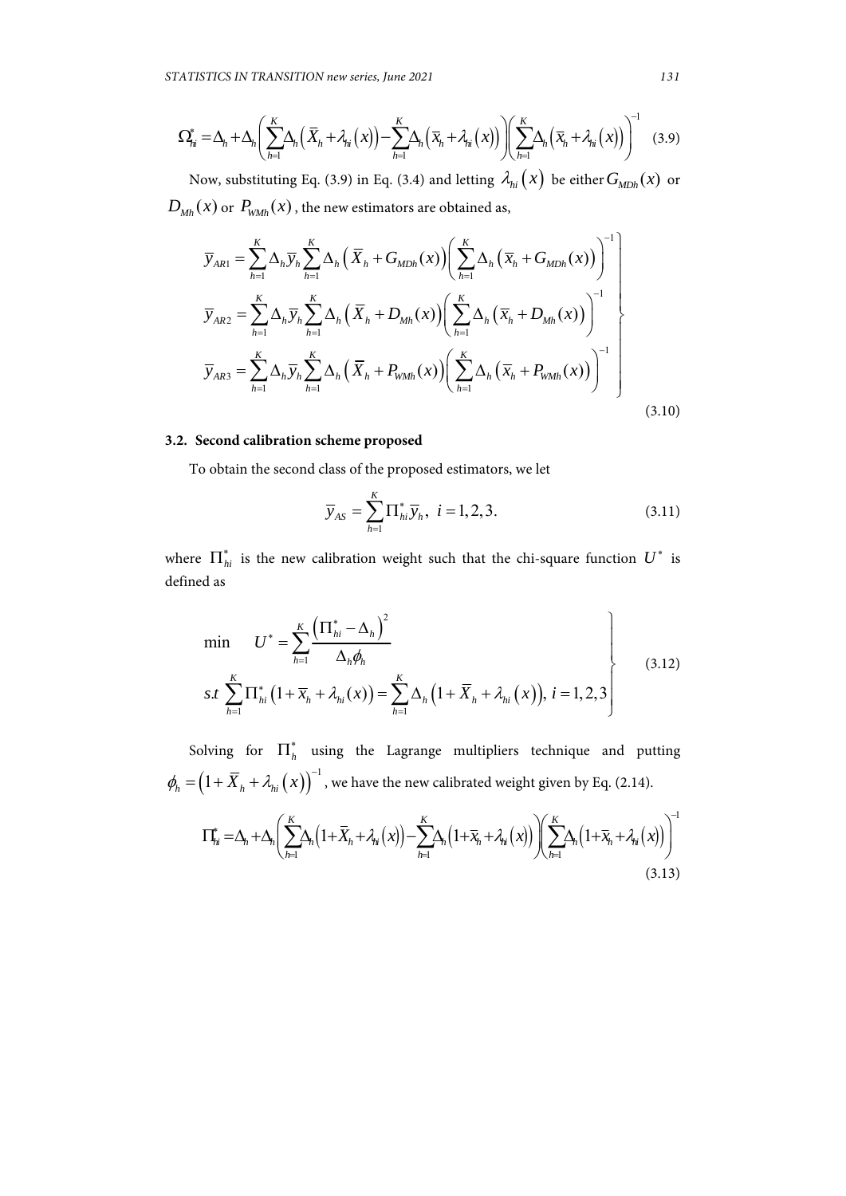$$\Omega_{hi}^{*}=\Delta_{h}+\Delta_{h}\left(\sum_{h=1}^{K}\Delta_{h}\left(\bar{X}_{h}+\lambda_{hi}(x)\right)-\sum_{h=1}^{K}\Delta_{h}\left(\bar{x}_{h}+\lambda_{i}(x)\right)\right)\left(\sum_{h=1}^{K}\Delta_{h}\left(\bar{x}_{h}+\lambda_{hi}(x)\right)\right)^{-1} \quad (3.9)$$

Now, substituting Eq. (3.9) in Eq. (3.4) and letting $\lambda_{hi}(x)$ be either $G_{MDh}(x)$ or $D_{Mh}(x)$ or $P_{WMh}(x)$, the new estimators are obtained as,

$$\left.\begin{aligned}
\bar{y}_{AR1}&=\sum_{h=1}^{K}\Delta_{h}\bar{y}_{h}\sum_{h=1}^{K}\Delta_{h}\left(\bar{X}_{h}+G_{MDh}(x)\right)\left(\sum_{h=1}^{K}\Delta_{h}\left(\bar{x}_{h}+G_{MDh}(x)\right)\right)^{-1}\\
\bar{y}_{AR2}&=\sum_{h=1}^{K}\Delta_{h}\bar{y}_{h}\sum_{h=1}^{K}\Delta_{h}\left(\bar{X}_{h}+D_{Mh}(x)\right)\left(\sum_{h=1}^{K}\Delta_{h}\left(\bar{x}_{h}+D_{Mh}(x)\right)\right)^{-1}\\
\bar{y}_{AR3}&=\sum_{h=1}^{K}\Delta_{h}\bar{y}_{h}\sum_{h=1}^{K}\Delta_{h}\left(\bar{X}_{h}+P_{WMh}(x)\right)\left(\sum_{h=1}^{K}\Delta_{h}\left(\bar{x}_{h}+P_{WMh}(x)\right)\right)^{-1}
\end{aligned}\right\} \quad (3.10)$$

### 3.2. Second calibration scheme proposed

To obtain the second class of the proposed estimators, we let

$$\bar{y}_{AS}=\sum_{h=1}^{K}\Pi_{hi}^{*}\bar{y}_{h},\ i=1,2,3. \quad (3.11)$$

where $\Pi_{hi}^{*}$ is the new calibration weight such that the chi-square function $U^{*}$ is defined as

$$\left.\begin{aligned}
&\min \quad U^{*}=\sum_{h=1}^{K}\frac{\left(\Pi_{hi}^{*}-\Delta_{h}\right)^{2}}{\Delta_{h}\phi_{h}}\\
&s.t\ \sum_{h=1}^{K}\Pi_{hi}^{*}\left(1+\bar{x}_{h}+\lambda_{hi}(x)\right)=\sum_{h=1}^{K}\Delta_{h}\left(1+\bar{X}_{h}+\lambda_{hi}(x)\right),\ i=1,2,3
\end{aligned}\right\} \quad (3.12)$$

Solving for $\Pi_{h}^{*}$ using the Lagrange multipliers technique and putting $\phi_{h}=\left(1+\bar{X}_{h}+\lambda_{hi}(x)\right)^{-1}$, we have the new calibrated weight given by Eq. (2.14).

$$\Pi_{hi}^{*}=\Delta_{h}+\Delta_{h}\left(\sum_{h=1}^{K}\Delta_{h}\left(1+\bar{X}_{h}+\lambda_{hi}(x)\right)-\sum_{h=1}^{K}\Delta_{h}\left(1+\bar{x}_{h}+\lambda_{hi}(x)\right)\right)\left(\sum_{h=1}^{K}\Delta_{h}\left(1+\bar{x}_{h}+\lambda_{hi}(x)\right)\right)^{-1} \quad (3.13)$$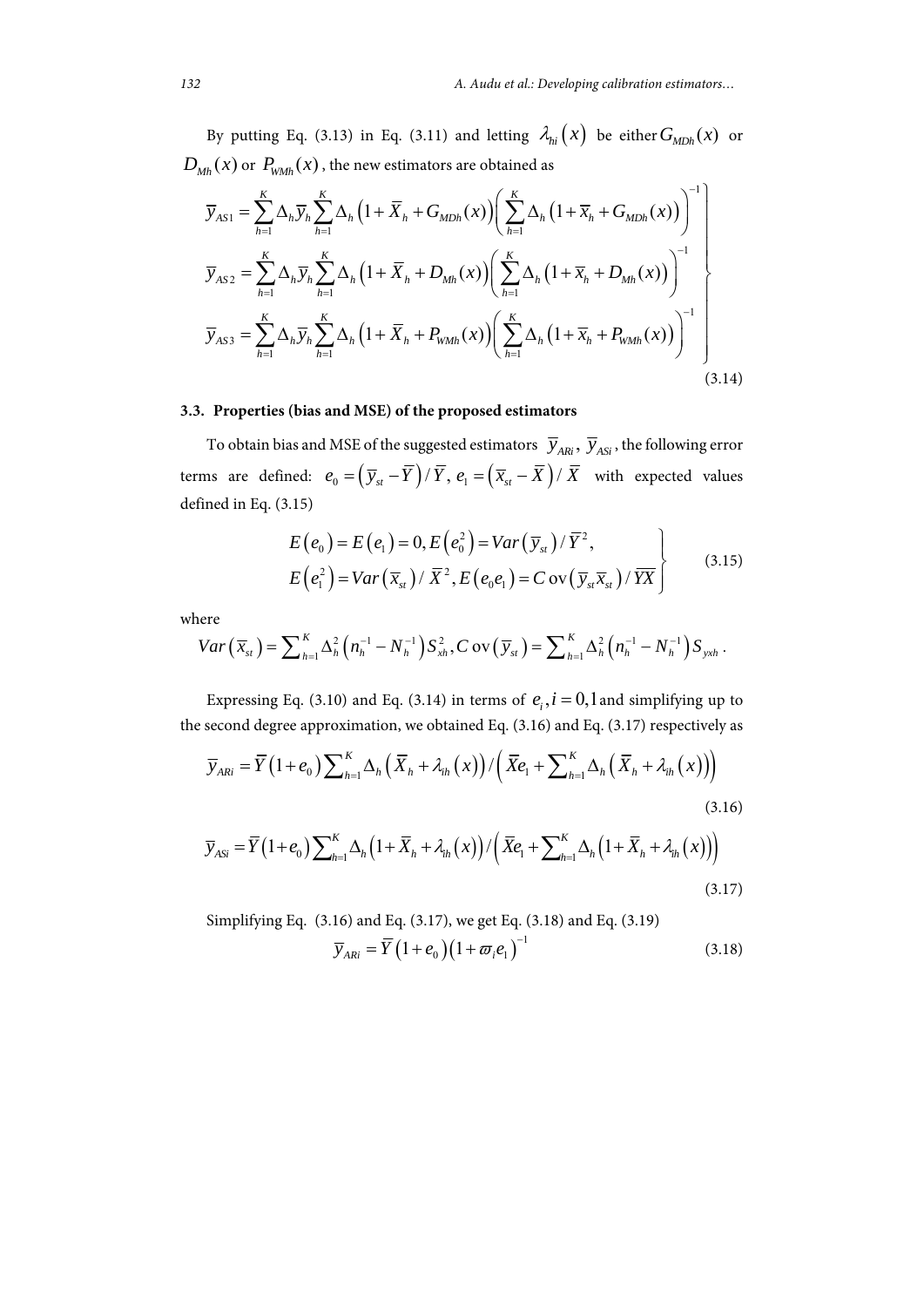By putting Eq. (3.13) in Eq. (3.11) and letting $\lambda_{hi}(x)$ be either $G_{MDh}(x)$ or $D_{Mh}(x)$ or $P_{WMh}(x)$, the new estimators are obtained as

$$
\left.
\begin{aligned}
\bar{y}_{AS1} &= \sum_{h=1}^{K} \Delta_h \bar{y}_h \sum_{h=1}^{K} \Delta_h \left(1 + \bar{X}_h + G_{MDh}(x)\right) \left( \sum_{h=1}^{K} \Delta_h \left(1 + \bar{x}_h + G_{MDh}(x)\right) \right)^{-1} \\
\bar{y}_{AS2} &= \sum_{h=1}^{K} \Delta_h \bar{y}_h \sum_{h=1}^{K} \Delta_h \left(1 + \bar{X}_h + D_{Mh}(x)\right) \left( \sum_{h=1}^{K} \Delta_h \left(1 + \bar{x}_h + D_{Mh}(x)\right) \right)^{-1} \\
\bar{y}_{AS3} &= \sum_{h=1}^{K} \Delta_h \bar{y}_h \sum_{h=1}^{K} \Delta_h \left(1 + \bar{X}_h + P_{WMh}(x)\right) \left( \sum_{h=1}^{K} \Delta_h \left(1 + \bar{x}_h + P_{WMh}(x)\right) \right)^{-1}
\end{aligned}
\right\} \tag{3.14}
$$

### 3.3. Properties (bias and MSE) of the proposed estimators

To obtain bias and MSE of the suggested estimators $\bar{y}_{ARi}$, $\bar{y}_{ASi}$, the following error terms are defined: $e_0 = \left(\bar{y}_{st} - \bar{Y}\right)/\bar{Y}$, $e_1 = \left(\bar{x}_{st} - \bar{X}\right)/\bar{X}$ with expected values defined in Eq. (3.15)

$$
\left.
\begin{aligned}
&E(e_0) = E(e_1) = 0, E\left(e_0^2\right) = Var\left(\bar{y}_{st}\right)/\bar{Y}^2, \\
&E\left(e_1^2\right) = Var\left(\bar{x}_{st}\right)/\bar{X}^2, E\left(e_0 e_1\right) = C\text{ov}\left(\bar{y}_{st}\bar{x}_{st}\right)/\overline{YX}
\end{aligned}
\right\} \tag{3.15}
$$

where

$$
Var\left(\bar{x}_{st}\right) = \sum_{h=1}^{K} \Delta_h^2 \left(n_h^{-1} - N_h^{-1}\right) S_{xh}^2, C\text{ov}\left(\bar{y}_{st}\right) = \sum_{h=1}^{K} \Delta_h^2 \left(n_h^{-1} - N_h^{-1}\right) S_{yxh}.
$$

Expressing Eq. (3.10) and Eq. (3.14) in terms of $e_i, i = 0,1$ and simplifying up to the second degree approximation, we obtained Eq. (3.16) and Eq. (3.17) respectively as

$$
\bar{y}_{ARi} = \bar{Y}\left(1 + e_0\right) \sum_{h=1}^{K} \Delta_h \left(\bar{X}_h + \lambda_{ih}(x)\right) / \left(\bar{X}e_1 + \sum_{h=1}^{K} \Delta_h \left(\bar{X}_h + \lambda_{ih}(x)\right)\right) \tag{3.16}
$$

$$
\bar{y}_{ASi} = \bar{Y}\left(1 + e_0\right) \sum_{h=1}^{K} \Delta_h \left(1 + \bar{X}_h + \lambda_{ih}(x)\right) / \left(\bar{X}e_1 + \sum_{h=1}^{K} \Delta_h \left(1 + \bar{X}_h + \lambda_{ih}(x)\right)\right) \tag{3.17}
$$

Simplifying Eq. (3.16) and Eq. (3.17), we get Eq. (3.18) and Eq. (3.19)

$$
\bar{y}_{ARi} = \bar{Y}\left(1 + e_0\right)\left(1 + \varpi_i e_1\right)^{-1} \tag{3.18}
$$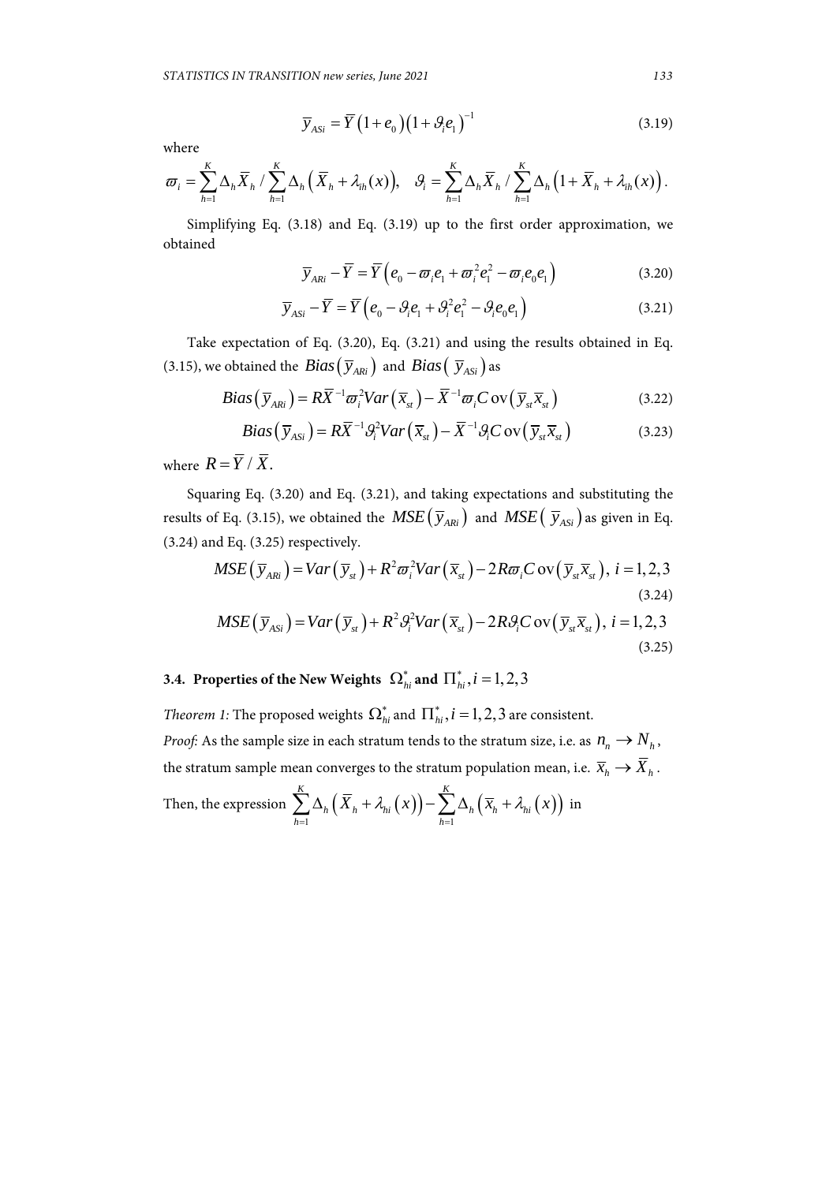$$\bar{y}_{ASi} = \bar{Y}\left(1+e_0\right)\left(1+\vartheta_i e_1\right)^{-1} \tag{3.19}$$

where

$$\varpi_i = \sum_{h=1}^{K} \Delta_h \bar{X}_h \Big/ \sum_{h=1}^{K} \Delta_h \left(\bar{X}_h + \lambda_{ih}(x)\right), \quad \vartheta_i = \sum_{h=1}^{K} \Delta_h \bar{X}_h \Big/ \sum_{h=1}^{K} \Delta_h \left(1+\bar{X}_h + \lambda_{ih}(x)\right).$$

Simplifying Eq. (3.18) and Eq. (3.19) up to the first order approximation, we obtained

$$\bar{y}_{ARi} - \bar{Y} = \bar{Y}\left(e_0 - \varpi_i e_1 + \varpi_i^2 e_1^2 - \varpi_i e_0 e_1\right) \tag{3.20}$$

$$\bar{y}_{ASi} - \bar{Y} = \bar{Y}\left(e_0 - \vartheta_i e_1 + \vartheta_i^2 e_1^2 - \vartheta_i e_0 e_1\right) \tag{3.21}$$

Take expectation of Eq. (3.20), Eq. (3.21) and using the results obtained in Eq. (3.15), we obtained the $Bias\left(\bar{y}_{ARi}\right)$ and $Bias\left(\bar{y}_{ASi}\right)$ as

$$Bias\left(\bar{y}_{ARi}\right) = R\bar{X}^{-1}\varpi_i^2 Var\left(\bar{x}_{st}\right) - \bar{X}^{-1}\varpi_i Cov\left(\bar{y}_{st}\bar{x}_{st}\right) \tag{3.22}$$

$$Bias\left(\bar{y}_{ASi}\right) = R\bar{X}^{-1}\vartheta_i^2 Var\left(\bar{x}_{st}\right) - \bar{X}^{-1}\vartheta_i Cov\left(\bar{y}_{st}\bar{x}_{st}\right) \tag{3.23}$$

where $R = \bar{Y}/\bar{X}$.

Squaring Eq. (3.20) and Eq. (3.21), and taking expectations and substituting the results of Eq. (3.15), we obtained the $MSE\left(\bar{y}_{ARi}\right)$ and $MSE\left(\bar{y}_{ASi}\right)$ as given in Eq. (3.24) and Eq. (3.25) respectively.

$$MSE\left(\bar{y}_{ARi}\right) = Var\left(\bar{y}_{st}\right) + R^2\varpi_i^2 Var\left(\bar{x}_{st}\right) - 2R\varpi_i Cov\left(\bar{y}_{st}\bar{x}_{st}\right),\ i = 1,2,3 \tag{3.24}$$

$$MSE\left(\bar{y}_{ASi}\right) = Var\left(\bar{y}_{st}\right) + R^2\vartheta_i^2 Var\left(\bar{x}_{st}\right) - 2R\vartheta_i Cov\left(\bar{y}_{st}\bar{x}_{st}\right),\ i = 1,2,3 \tag{3.25}$$

### 3.4. Properties of the New Weights $\Omega_{hi}^*$ and $\Pi_{hi}^*, i = 1,2,3$

*Theorem 1:* The proposed weights $\Omega_{hi}^*$ and $\Pi_{hi}^*, i = 1,2,3$ are consistent.

*Proof:* As the sample size in each stratum tends to the stratum size, i.e. as $n_n \to N_h$, the stratum sample mean converges to the stratum population mean, i.e. $\bar{x}_h \to \bar{X}_h$.

Then, the expression $\sum_{h=1}^{K} \Delta_h\left(\bar{X}_h + \lambda_{hi}(x)\right) - \sum_{h=1}^{K} \Delta_h\left(\bar{x}_h + \lambda_{hi}(x)\right)$ in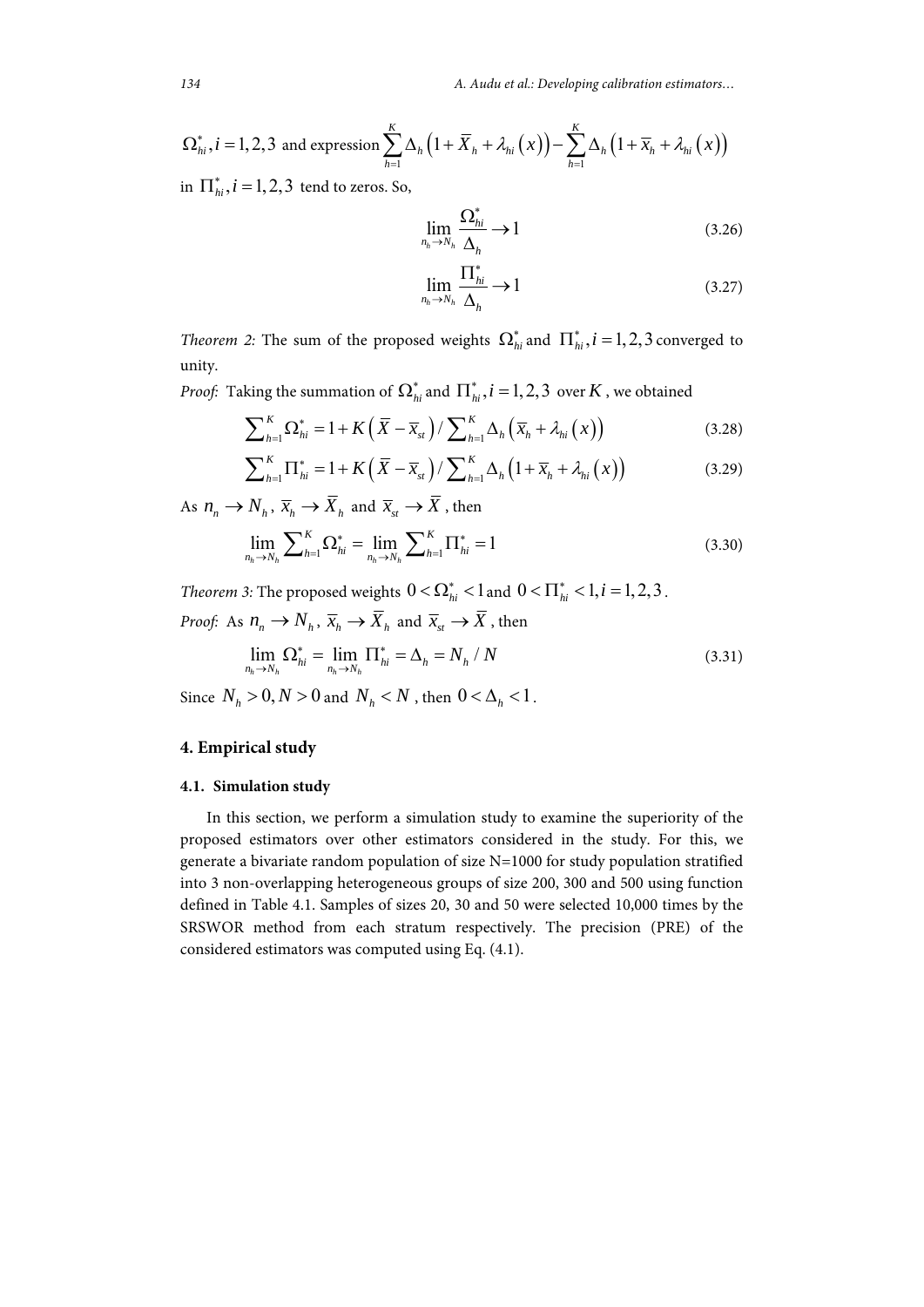$\Omega^*_{hi}, i=1,2,3$ and expression $\sum_{h=1}^{K} \Delta_h \left(1+\bar{X}_h+\lambda_{hi}(x)\right) - \sum_{h=1}^{K} \Delta_h \left(1+\bar{x}_h+\lambda_{hi}(x)\right)$ in $\Pi^*_{hi}, i=1,2,3$ tend to zeros. So,

$$\lim_{n_h \to N_h} \frac{\Omega^*_{hi}}{\Delta_h} \to 1 \tag{3.26}$$

$$\lim_{n_h \to N_h} \frac{\Pi^*_{hi}}{\Delta_h} \to 1 \tag{3.27}$$

*Theorem 2:* The sum of the proposed weights $\Omega^*_{hi}$ and $\Pi^*_{hi}, i=1,2,3$ converged to unity.

*Proof:* Taking the summation of $\Omega^*_{hi}$ and $\Pi^*_{hi}, i=1,2,3$ over $K$, we obtained

$$\sum_{h=1}^{K} \Omega^*_{hi} = 1 + K\left(\bar{X} - \bar{x}_{st}\right) / \sum_{h=1}^{K} \Delta_h \left(\bar{x}_h + \lambda_{hi}(x)\right) \tag{3.28}$$

$$\sum_{h=1}^{K} \Pi^*_{hi} = 1 + K\left(\bar{X} - \bar{x}_{st}\right) / \sum_{h=1}^{K} \Delta_h \left(1 + \bar{x}_h + \lambda_{hi}(x)\right) \tag{3.29}$$

As $n_n \to N_h$, $\bar{x}_h \to \bar{X}_h$ and $\bar{x}_{st} \to \bar{X}$, then

$$\lim_{n_h \to N_h} \sum_{h=1}^{K} \Omega^*_{hi} = \lim_{n_h \to N_h} \sum_{h=1}^{K} \Pi^*_{hi} = 1 \tag{3.30}$$

*Theorem 3:* The proposed weights $0 < \Omega^*_{hi} < 1$ and $0 < \Pi^*_{hi} < 1, i=1,2,3$.

*Proof:* As $n_n \to N_h$, $\bar{x}_h \to \bar{X}_h$ and $\bar{x}_{st} \to \bar{X}$, then

$$\lim_{n_h \to N_h} \Omega^*_{hi} = \lim_{n_h \to N_h} \Pi^*_{hi} = \Delta_h = N_h / N \tag{3.31}$$

Since $N_h > 0, N > 0$ and $N_h < N$, then $0 < \Delta_h < 1$.

## 4. Empirical study

### 4.1. Simulation study

In this section, we perform a simulation study to examine the superiority of the proposed estimators over other estimators considered in the study. For this, we generate a bivariate random population of size N=1000 for study population stratified into 3 non-overlapping heterogeneous groups of size 200, 300 and 500 using function defined in Table 4.1. Samples of sizes 20, 30 and 50 were selected 10,000 times by the SRSWOR method from each stratum respectively. The precision (PRE) of the considered estimators was computed using Eq. (4.1).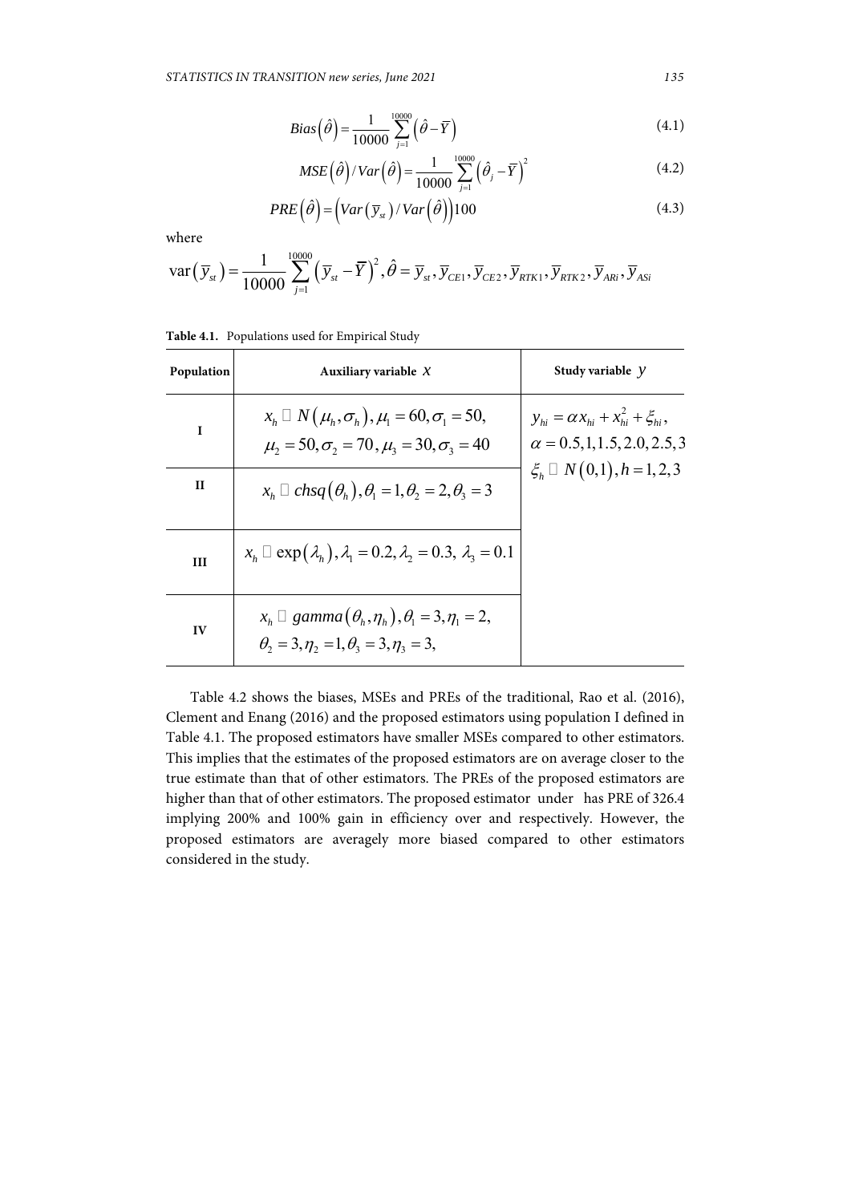$$Bias\left(\hat{\theta}\right)=\frac{1}{10000}\sum_{j=1}^{10000}\left(\hat{\theta}-\bar{Y}\right) \tag{4.1}$$

$$MSE\left(\hat{\theta}\right)/Var\left(\hat{\theta}\right)=\frac{1}{10000}\sum_{j=1}^{10000}\left(\hat{\theta}_j-\bar{Y}\right)^2 \tag{4.2}$$

$$PRE\left(\hat{\theta}\right)=\left(Var\left(\bar{y}_{st}\right)/Var\left(\hat{\theta}\right)\right)100 \tag{4.3}$$

where

$$\text{var}\left(\bar{y}_{st}\right)=\frac{1}{10000}\sum_{j=1}^{10000}\left(\bar{y}_{st}-\bar{Y}\right)^2, \hat{\theta}=\bar{y}_{st}, \bar{y}_{CE1}, \bar{y}_{CE2}, \bar{y}_{RTK1}, \bar{y}_{RTK2}, \bar{y}_{ARi}, \bar{y}_{ASi}$$

**Table 4.1.** Populations used for Empirical Study

| Population | Auxiliary variable $x$ | Study variable $y$ |
|---|---|---|
| I | $x_h \sim N\left(\mu_h,\sigma_h\right), \mu_1=60, \sigma_1=50,$ $\mu_2=50, \sigma_2=70, \mu_3=30, \sigma_3=40$ | $y_{hi}=\alpha x_{hi}+x_{hi}^2+\xi_{hi},$ $\alpha=0.5,1,1.5,2.0,2.5,3$ $\xi_h \sim N\left(0,1\right), h=1,2,3$ |
| II | $x_h \sim chsq\left(\theta_h\right), \theta_1=1, \theta_2=2, \theta_3=3$ | |
| III | $x_h \sim \exp\left(\lambda_h\right), \lambda_1=0.2, \lambda_2=0.3, \lambda_3=0.1$ | |
| IV | $x_h \sim gamma\left(\theta_h,\eta_h\right), \theta_1=3, \eta_1=2,$ $\theta_2=3, \eta_2=1, \theta_3=3, \eta_3=3,$ | |

Table 4.2 shows the biases, MSEs and PREs of the traditional, Rao et al. (2016), Clement and Enang (2016) and the proposed estimators using population I defined in Table 4.1. The proposed estimators have smaller MSEs compared to other estimators. This implies that the estimates of the proposed estimators are on average closer to the true estimate than that of other estimators. The PREs of the proposed estimators are higher than that of other estimators. The proposed estimator under has PRE of 326.4 implying 200% and 100% gain in efficiency over and respectively. However, the proposed estimators are averagely more biased compared to other estimators considered in the study.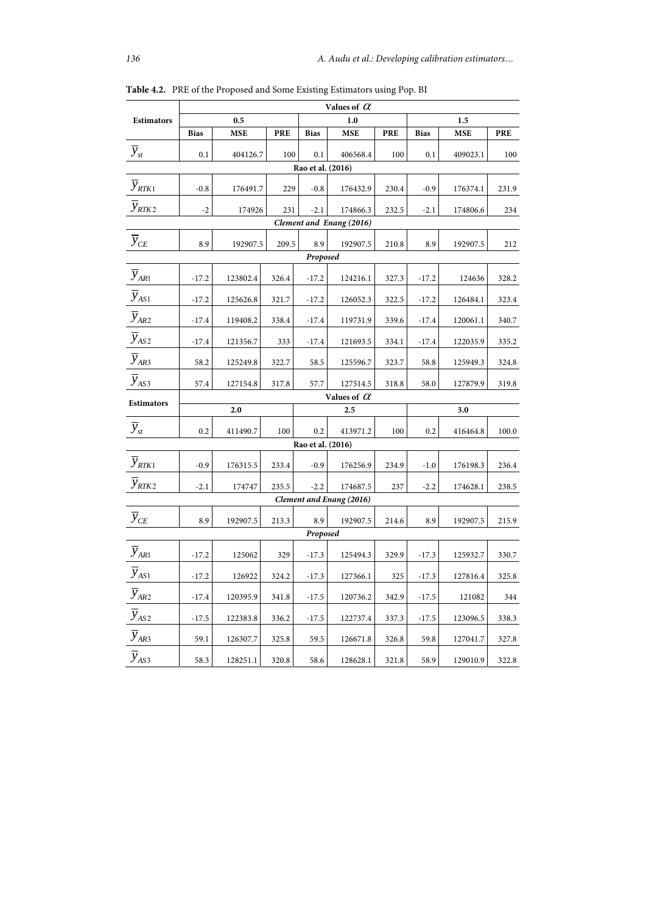**Table 4.2.** PRE of the Proposed and Some Existing Estimators using Pop. BI

| Estimators | Values of $\alpha$ | | | | | | | | |
|---|---|---|---|---|---|---|---|---|---|
| | 0.5 | | | 1.0 | | | 1.5 | | |
| | **Bias** | **MSE** | **PRE** | **Bias** | **MSE** | **PRE** | **Bias** | **MSE** | **PRE** |
| $\overline{y}_{st}$ | 0.1 | 404126.7 | 100 | 0.1 | 406568.4 | 100 | 0.1 | 409023.1 | 100 |
| **Rao et al. (2016)** | | | | | | | | | |
| $\overline{y}_{RTK1}$ | -0.8 | 176491.7 | 229 | -0.8 | 176432.9 | 230.4 | -0.9 | 176374.1 | 231.9 |
| $\overline{y}_{RTK2}$ | -2 | 174926 | 231 | -2.1 | 174866.3 | 232.5 | -2.1 | 174806.6 | 234 |
| ***Clement and Enang (2016)*** | | | | | | | | | |
| $\overline{y}_{CE}$ | 8.9 | 192907.5 | 209.5 | 8.9 | 192907.5 | 210.8 | 8.9 | 192907.5 | 212 |
| ***Proposed*** | | | | | | | | | |
| $\overline{y}_{AR1}$ | -17.2 | 123802.4 | 326.4 | -17.2 | 124216.1 | 327.3 | -17.2 | 124636 | 328.2 |
| $\overline{y}_{AS1}$ | -17.2 | 125626.8 | 321.7 | -17.2 | 126052.3 | 322.5 | -17.2 | 126484.1 | 323.4 |
| $\overline{y}_{AR2}$ | -17.4 | 119408.2 | 338.4 | -17.4 | 119731.9 | 339.6 | -17.4 | 120061.1 | 340.7 |
| $\overline{y}_{AS2}$ | -17.4 | 121356.7 | 333 | -17.4 | 121693.5 | 334.1 | -17.4 | 122035.9 | 335.2 |
| $\overline{y}_{AR3}$ | 58.2 | 125249.8 | 322.7 | 58.5 | 125596.7 | 323.7 | 58.8 | 125949.3 | 324.8 |
| $\overline{y}_{AS3}$ | 57.4 | 127154.8 | 317.8 | 57.7 | 127514.5 | 318.8 | 58.0 | 127879.9 | 319.8 |
| **Estimators** | **Values of $\alpha$** | | | | | | | | |
| | **2.0** | | | **2.5** | | | **3.0** | | |
| $\overline{y}_{st}$ | 0.2 | 411490.7 | 100 | 0.2 | 413971.2 | 100 | 0.2 | 416464.8 | 100.0 |
| **Rao et al. (2016)** | | | | | | | | | |
| $\overline{y}_{RTK1}$ | -0.9 | 176315.5 | 233.4 | -0.9 | 176256.9 | 234.9 | -1.0 | 176198.3 | 236.4 |
| $\overline{y}_{RTK2}$ | -2.1 | 174747 | 235.5 | -2.2 | 174687.5 | 237 | -2.2 | 174628.1 | 238.5 |
| ***Clement and Enang (2016)*** | | | | | | | | | |
| $\overline{y}_{CE}$ | 8.9 | 192907.5 | 213.3 | 8.9 | 192907.5 | 214.6 | 8.9 | 192907.5 | 215.9 |
| ***Proposed*** | | | | | | | | | |
| $\overline{y}_{AR1}$ | -17.2 | 125062 | 329 | -17.3 | 125494.3 | 329.9 | -17.3 | 125932.7 | 330.7 |
| $\overline{y}_{AS1}$ | -17.2 | 126922 | 324.2 | -17.3 | 127366.1 | 325 | -17.3 | 127816.4 | 325.8 |
| $\overline{y}_{AR2}$ | -17.4 | 120395.9 | 341.8 | -17.5 | 120736.2 | 342.9 | -17.5 | 121082 | 344 |
| $\overline{y}_{AS2}$ | -17.5 | 122383.8 | 336.2 | -17.5 | 122737.4 | 337.3 | -17.5 | 123096.5 | 338.3 |
| $\overline{y}_{AR3}$ | 59.1 | 126307.7 | 325.8 | 59.5 | 126671.8 | 326.8 | 59.8 | 127041.7 | 327.8 |
| $\overline{y}_{AS3}$ | 58.3 | 128251.1 | 320.8 | 58.6 | 128628.1 | 321.8 | 58.9 | 129010.9 | 322.8 |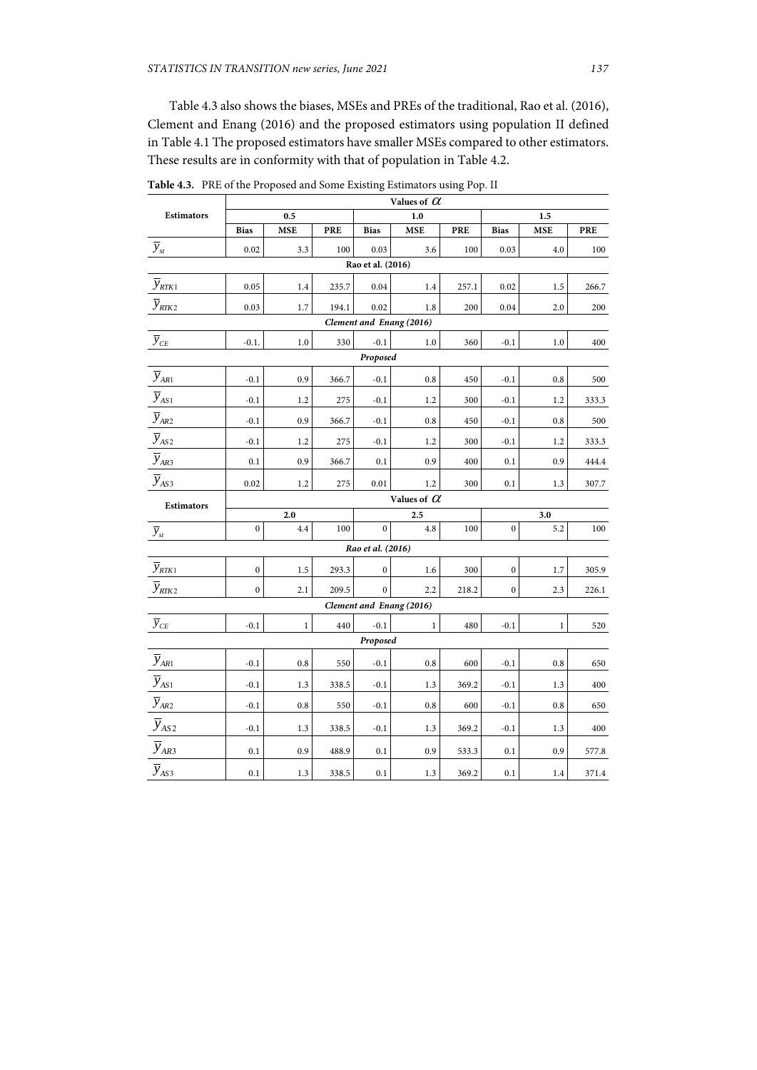Table 4.3 also shows the biases, MSEs and PREs of the traditional, Rao et al. (2016), Clement and Enang (2016) and the proposed estimators using population II defined in Table 4.1 The proposed estimators have smaller MSEs compared to other estimators. These results are in conformity with that of population in Table 4.2.

**Table 4.3.** PRE of the Proposed and Some Existing Estimators using Pop. II

| Estimators | Values of $\alpha$ | | | | | | | | |
|---|---|---|---|---|---|---|---|---|---|
| | 0.5 | | | 1.0 | | | 1.5 | | |
| | Bias | MSE | PRE | Bias | MSE | PRE | Bias | MSE | PRE |
| $\overline{y}_{st}$ | 0.02 | 3.3 | 100 | 0.03 | 3.6 | 100 | 0.03 | 4.0 | 100 |
| *Rao et al. (2016)* | | | | | | | | | |
| $\overline{y}_{RTK1}$ | 0.05 | 1.4 | 235.7 | 0.04 | 1.4 | 257.1 | 0.02 | 1.5 | 266.7 |
| $\overline{y}_{RTK2}$ | 0.03 | 1.7 | 194.1 | 0.02 | 1.8 | 200 | 0.04 | 2.0 | 200 |
| *Clement and Enang (2016)* | | | | | | | | | |
| $\overline{y}_{CE}$ | -0.1. | 1.0 | 330 | -0.1 | 1.0 | 360 | -0.1 | 1.0 | 400 |
| *Proposed* | | | | | | | | | |
| $\overline{y}_{AR1}$ | -0.1 | 0.9 | 366.7 | -0.1 | 0.8 | 450 | -0.1 | 0.8 | 500 |
| $\overline{y}_{AS1}$ | -0.1 | 1.2 | 275 | -0.1 | 1.2 | 300 | -0.1 | 1.2 | 333.3 |
| $\overline{y}_{AR2}$ | -0.1 | 0.9 | 366.7 | -0.1 | 0.8 | 450 | -0.1 | 0.8 | 500 |
| $\overline{y}_{AS2}$ | -0.1 | 1.2 | 275 | -0.1 | 1.2 | 300 | -0.1 | 1.2 | 333.3 |
| $\overline{y}_{AR3}$ | 0.1 | 0.9 | 366.7 | 0.1 | 0.9 | 400 | 0.1 | 0.9 | 444.4 |
| $\overline{y}_{AS3}$ | 0.02 | 1.2 | 275 | 0.01 | 1.2 | 300 | 0.1 | 1.3 | 307.7 |
| **Estimators** | Values of $\alpha$ | | | | | | | | |
| | 2.0 | | | 2.5 | | | 3.0 | | |
| $\overline{y}_{st}$ | 0 | 4.4 | 100 | 0 | 4.8 | 100 | 0 | 5.2 | 100 |
| *Rao et al. (2016)* | | | | | | | | | |
| $\overline{y}_{RTK1}$ | 0 | 1.5 | 293.3 | 0 | 1.6 | 300 | 0 | 1.7 | 305.9 |
| $\overline{y}_{RTK2}$ | 0 | 2.1 | 209.5 | 0 | 2.2 | 218.2 | 0 | 2.3 | 226.1 |
| *Clement and Enang (2016)* | | | | | | | | | |
| $\overline{y}_{CE}$ | -0.1 | 1 | 440 | -0.1 | 1 | 480 | -0.1 | 1 | 520 |
| *Proposed* | | | | | | | | | |
| $\overline{y}_{AR1}$ | -0.1 | 0.8 | 550 | -0.1 | 0.8 | 600 | -0.1 | 0.8 | 650 |
| $\overline{y}_{AS1}$ | -0.1 | 1.3 | 338.5 | -0.1 | 1.3 | 369.2 | -0.1 | 1.3 | 400 |
| $\overline{y}_{AR2}$ | -0.1 | 0.8 | 550 | -0.1 | 0.8 | 600 | -0.1 | 0.8 | 650 |
| $\overline{y}_{AS2}$ | -0.1 | 1.3 | 338.5 | -0.1 | 1.3 | 369.2 | -0.1 | 1.3 | 400 |
| $\overline{y}_{AR3}$ | 0.1 | 0.9 | 488.9 | 0.1 | 0.9 | 533.3 | 0.1 | 0.9 | 577.8 |
| $\overline{y}_{AS3}$ | 0.1 | 1.3 | 338.5 | 0.1 | 1.3 | 369.2 | 0.1 | 1.4 | 371.4 |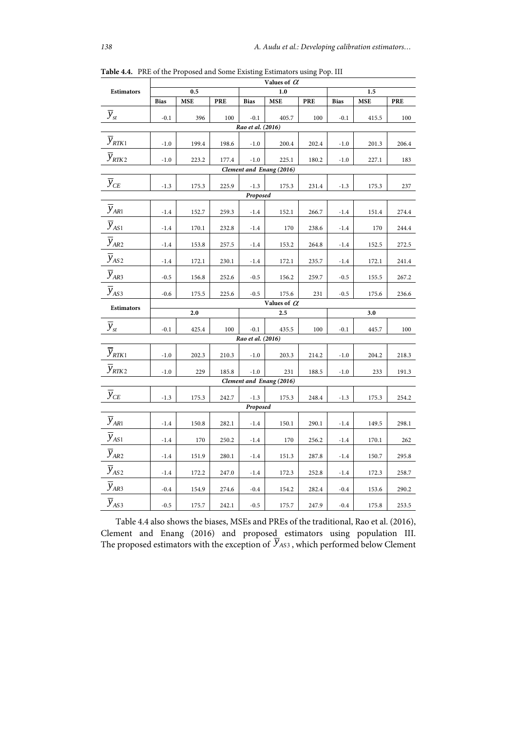**Table 4.4.** PRE of the Proposed and Some Existing Estimators using Pop. III

| Estimators | Values of $\alpha$ | | | | | | | | |
|---|---|---|---|---|---|---|---|---|---|
| | 0.5 | | | 1.0 | | | 1.5 | | |
| | **Bias** | **MSE** | **PRE** | **Bias** | **MSE** | **PRE** | **Bias** | **MSE** | **PRE** |
| $\overline{y}_{st}$ | -0.1 | 396 | 100 | -0.1 | 405.7 | 100 | -0.1 | 415.5 | 100 |
| *Rao et al. (2016)* | | | | | | | | | |
| $\overline{y}_{RTK1}$ | -1.0 | 199.4 | 198.6 | -1.0 | 200.4 | 202.4 | -1.0 | 201.3 | 206.4 |
| $\overline{y}_{RTK2}$ | -1.0 | 223.2 | 177.4 | -1.0 | 225.1 | 180.2 | -1.0 | 227.1 | 183 |
| *Clement and Enang (2016)* | | | | | | | | | |
| $\overline{y}_{CE}$ | -1.3 | 175.3 | 225.9 | -1.3 | 175.3 | 231.4 | -1.3 | 175.3 | 237 |
| *Proposed* | | | | | | | | | |
| $\overline{y}_{AR1}$ | -1.4 | 152.7 | 259.3 | -1.4 | 152.1 | 266.7 | -1.4 | 151.4 | 274.4 |
| $\overline{y}_{AS1}$ | -1.4 | 170.1 | 232.8 | -1.4 | 170 | 238.6 | -1.4 | 170 | 244.4 |
| $\overline{y}_{AR2}$ | -1.4 | 153.8 | 257.5 | -1.4 | 153.2 | 264.8 | -1.4 | 152.5 | 272.5 |
| $\overline{y}_{AS2}$ | -1.4 | 172.1 | 230.1 | -1.4 | 172.1 | 235.7 | -1.4 | 172.1 | 241.4 |
| $\overline{y}_{AR3}$ | -0.5 | 156.8 | 252.6 | -0.5 | 156.2 | 259.7 | -0.5 | 155.5 | 267.2 |
| $\overline{y}_{AS3}$ | -0.6 | 175.5 | 225.6 | -0.5 | 175.6 | 231 | -0.5 | 175.6 | 236.6 |
| **Estimators** | Values of $\alpha$ | | | | | | | | |
| | 2.0 | | | 2.5 | | | 3.0 | | |
| $\overline{y}_{st}$ | -0.1 | 425.4 | 100 | -0.1 | 435.5 | 100 | -0.1 | 445.7 | 100 |
| *Rao et al. (2016)* | | | | | | | | | |
| $\overline{y}_{RTK1}$ | -1.0 | 202.3 | 210.3 | -1.0 | 203.3 | 214.2 | -1.0 | 204.2 | 218.3 |
| $\overline{y}_{RTK2}$ | -1.0 | 229 | 185.8 | -1.0 | 231 | 188.5 | -1.0 | 233 | 191.3 |
| *Clement and Enang (2016)* | | | | | | | | | |
| $\overline{y}_{CE}$ | -1.3 | 175.3 | 242.7 | -1.3 | 175.3 | 248.4 | -1.3 | 175.3 | 254.2 |
| *Proposed* | | | | | | | | | |
| $\overline{y}_{AR1}$ | -1.4 | 150.8 | 282.1 | -1.4 | 150.1 | 290.1 | -1.4 | 149.5 | 298.1 |
| $\overline{y}_{AS1}$ | -1.4 | 170 | 250.2 | -1.4 | 170 | 256.2 | -1.4 | 170.1 | 262 |
| $\overline{y}_{AR2}$ | -1.4 | 151.9 | 280.1 | -1.4 | 151.3 | 287.8 | -1.4 | 150.7 | 295.8 |
| $\overline{y}_{AS2}$ | -1.4 | 172.2 | 247.0 | -1.4 | 172.3 | 252.8 | -1.4 | 172.3 | 258.7 |
| $\overline{y}_{AR3}$ | -0.4 | 154.9 | 274.6 | -0.4 | 154.2 | 282.4 | -0.4 | 153.6 | 290.2 |
| $\overline{y}_{AS3}$ | -0.5 | 175.7 | 242.1 | -0.5 | 175.7 | 247.9 | -0.4 | 175.8 | 253.5 |

Table 4.4 also shows the biases, MSEs and PREs of the traditional, Rao et al. (2016), Clement and Enang (2016) and proposed estimators using population III. The proposed estimators with the exception of $\overline{y}_{AS3}$, which performed below Clement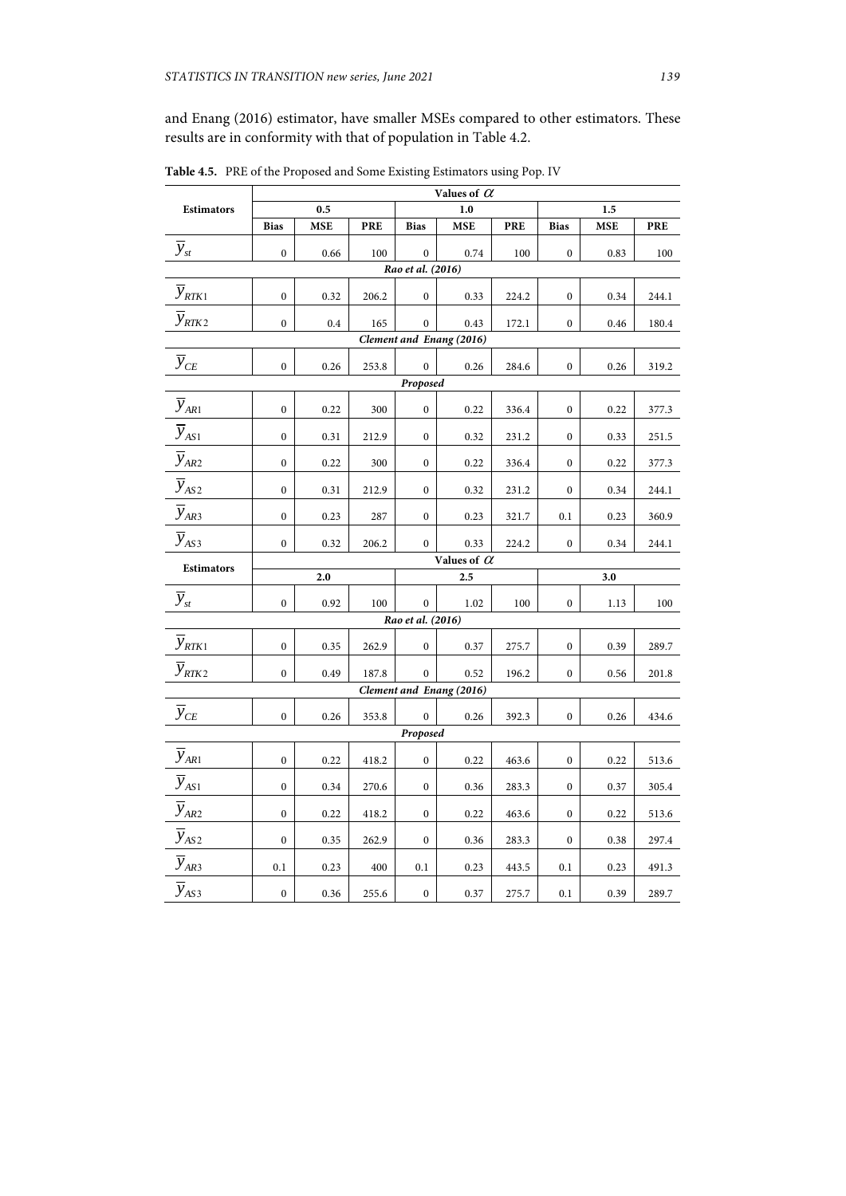and Enang (2016) estimator, have smaller MSEs compared to other estimators. These results are in conformity with that of population in Table 4.2.

**Table 4.5.** PRE of the Proposed and Some Existing Estimators using Pop. IV

| Estimators | Values of $\alpha$ | | | | | | | | |
|---|---|---|---|---|---|---|---|---|---|
| | 0.5 | | | 1.0 | | | 1.5 | | |
| | Bias | MSE | PRE | Bias | MSE | PRE | Bias | MSE | PRE |
| $\overline{y}_{st}$ | 0 | 0.66 | 100 | 0 | 0.74 | 100 | 0 | 0.83 | 100 |
| *Rao et al. (2016)* | | | | | | | | | |
| $\overline{y}_{RTK1}$ | 0 | 0.32 | 206.2 | 0 | 0.33 | 224.2 | 0 | 0.34 | 244.1 |
| $\overline{y}_{RTK2}$ | 0 | 0.4 | 165 | 0 | 0.43 | 172.1 | 0 | 0.46 | 180.4 |
| *Clement and Enang (2016)* | | | | | | | | | |
| $\overline{y}_{CE}$ | 0 | 0.26 | 253.8 | 0 | 0.26 | 284.6 | 0 | 0.26 | 319.2 |
| *Proposed* | | | | | | | | | |
| $\overline{y}_{AR1}$ | 0 | 0.22 | 300 | 0 | 0.22 | 336.4 | 0 | 0.22 | 377.3 |
| $\overline{y}_{AS1}$ | 0 | 0.31 | 212.9 | 0 | 0.32 | 231.2 | 0 | 0.33 | 251.5 |
| $\overline{y}_{AR2}$ | 0 | 0.22 | 300 | 0 | 0.22 | 336.4 | 0 | 0.22 | 377.3 |
| $\overline{y}_{AS2}$ | 0 | 0.31 | 212.9 | 0 | 0.32 | 231.2 | 0 | 0.34 | 244.1 |
| $\overline{y}_{AR3}$ | 0 | 0.23 | 287 | 0 | 0.23 | 321.7 | 0.1 | 0.23 | 360.9 |
| $\overline{y}_{AS3}$ | 0 | 0.32 | 206.2 | 0 | 0.33 | 224.2 | 0 | 0.34 | 244.1 |
| **Estimators** | Values of $\alpha$ | | | | | | | | |
| | 2.0 | | | 2.5 | | | 3.0 | | |
| $\overline{y}_{st}$ | 0 | 0.92 | 100 | 0 | 1.02 | 100 | 0 | 1.13 | 100 |
| *Rao et al. (2016)* | | | | | | | | | |
| $\overline{y}_{RTK1}$ | 0 | 0.35 | 262.9 | 0 | 0.37 | 275.7 | 0 | 0.39 | 289.7 |
| $\overline{y}_{RTK2}$ | 0 | 0.49 | 187.8 | 0 | 0.52 | 196.2 | 0 | 0.56 | 201.8 |
| *Clement and Enang (2016)* | | | | | | | | | |
| $\overline{y}_{CE}$ | 0 | 0.26 | 353.8 | 0 | 0.26 | 392.3 | 0 | 0.26 | 434.6 |
| *Proposed* | | | | | | | | | |
| $\overline{y}_{AR1}$ | 0 | 0.22 | 418.2 | 0 | 0.22 | 463.6 | 0 | 0.22 | 513.6 |
| $\overline{y}_{AS1}$ | 0 | 0.34 | 270.6 | 0 | 0.36 | 283.3 | 0 | 0.37 | 305.4 |
| $\overline{y}_{AR2}$ | 0 | 0.22 | 418.2 | 0 | 0.22 | 463.6 | 0 | 0.22 | 513.6 |
| $\overline{y}_{AS2}$ | 0 | 0.35 | 262.9 | 0 | 0.36 | 283.3 | 0 | 0.38 | 297.4 |
| $\overline{y}_{AR3}$ | 0.1 | 0.23 | 400 | 0.1 | 0.23 | 443.5 | 0.1 | 0.23 | 491.3 |
| $\overline{y}_{AS3}$ | 0 | 0.36 | 255.6 | 0 | 0.37 | 275.7 | 0.1 | 0.39 | 289.7 |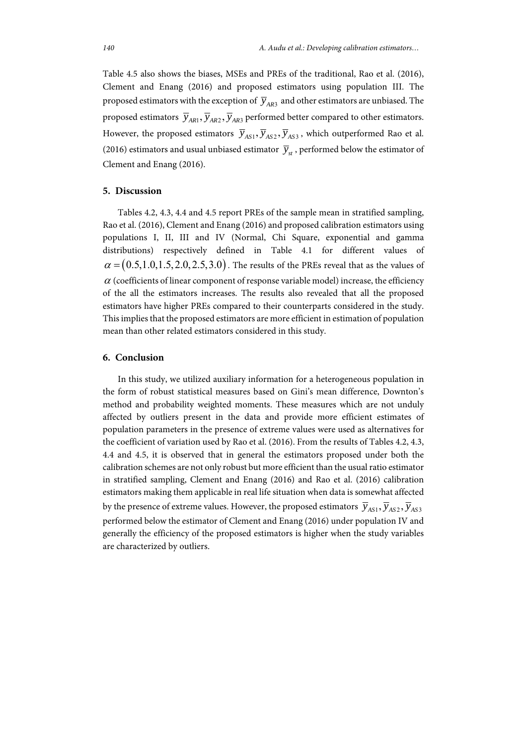Table 4.5 also shows the biases, MSEs and PREs of the traditional, Rao et al. (2016), Clement and Enang (2016) and proposed estimators using population III. The proposed estimators with the exception of $\overline{y}_{AR3}$ and other estimators are unbiased. The proposed estimators $\overline{y}_{AR1}, \overline{y}_{AR2}, \overline{y}_{AR3}$ performed better compared to other estimators. However, the proposed estimators $\overline{y}_{AS1}, \overline{y}_{AS2}, \overline{y}_{AS3}$, which outperformed Rao et al. (2016) estimators and usual unbiased estimator $\overline{y}_{st}$, performed below the estimator of Clement and Enang (2016).

## 5. Discussion

Tables 4.2, 4.3, 4.4 and 4.5 report PREs of the sample mean in stratified sampling, Rao et al. (2016), Clement and Enang (2016) and proposed calibration estimators using populations I, II, III and IV (Normal, Chi Square, exponential and gamma distributions) respectively defined in Table 4.1 for different values of $\alpha = (0.5, 1.0, 1.5, 2.0, 2.5, 3.0)$. The results of the PREs reveal that as the values of $\alpha$ (coefficients of linear component of response variable model) increase, the efficiency of the all the estimators increases. The results also revealed that all the proposed estimators have higher PREs compared to their counterparts considered in the study. This implies that the proposed estimators are more efficient in estimation of population mean than other related estimators considered in this study.

## 6. Conclusion

In this study, we utilized auxiliary information for a heterogeneous population in the form of robust statistical measures based on Gini's mean difference, Downton's method and probability weighted moments. These measures which are not unduly affected by outliers present in the data and provide more efficient estimates of population parameters in the presence of extreme values were used as alternatives for the coefficient of variation used by Rao et al. (2016). From the results of Tables 4.2, 4.3, 4.4 and 4.5, it is observed that in general the estimators proposed under both the calibration schemes are not only robust but more efficient than the usual ratio estimator in stratified sampling, Clement and Enang (2016) and Rao et al. (2016) calibration estimators making them applicable in real life situation when data is somewhat affected by the presence of extreme values. However, the proposed estimators $\overline{y}_{AS1}, \overline{y}_{AS2}, \overline{y}_{AS3}$ performed below the estimator of Clement and Enang (2016) under population IV and generally the efficiency of the proposed estimators is higher when the study variables are characterized by outliers.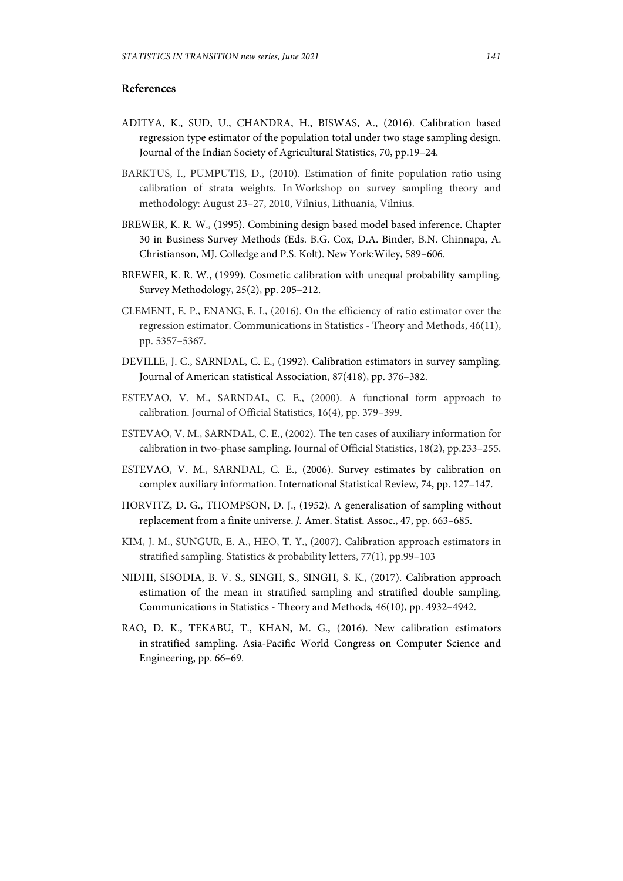## References

ADITYA, K., SUD, U., CHANDRA, H., BISWAS, A., (2016). Calibration based regression type estimator of the population total under two stage sampling design. Journal of the Indian Society of Agricultural Statistics, 70, pp.19–24.

BARKTUS, I., PUMPUTIS, D., (2010). Estimation of finite population ratio using calibration of strata weights. In Workshop on survey sampling theory and methodology: August 23–27, 2010, Vilnius, Lithuania, Vilnius.

BREWER, K. R. W., (1995). Combining design based model based inference. Chapter 30 in Business Survey Methods (Eds. B.G. Cox, D.A. Binder, B.N. Chinnapa, A. Christianson, MJ. Colledge and P.S. Kolt). New York:Wiley, 589–606.

BREWER, K. R. W., (1999). Cosmetic calibration with unequal probability sampling. Survey Methodology, 25(2), pp. 205–212.

CLEMENT, E. P., ENANG, E. I., (2016). On the efficiency of ratio estimator over the regression estimator. Communications in Statistics - Theory and Methods, 46(11), pp. 5357–5367.

DEVILLE, J. C., SARNDAL, C. E., (1992). Calibration estimators in survey sampling. Journal of American statistical Association, 87(418), pp. 376–382.

ESTEVAO, V. M., SARNDAL, C. E., (2000). A functional form approach to calibration. Journal of Official Statistics, 16(4), pp. 379–399.

ESTEVAO, V. M., SARNDAL, C. E., (2002). The ten cases of auxiliary information for calibration in two-phase sampling. Journal of Official Statistics, 18(2), pp.233–255.

ESTEVAO, V. M., SARNDAL, C. E., (2006). Survey estimates by calibration on complex auxiliary information. International Statistical Review, 74, pp. 127–147.

HORVITZ, D. G., THOMPSON, D. J., (1952). A generalisation of sampling without replacement from a finite universe. *J.* Amer. Statist. Assoc., 47, pp. 663–685.

KIM, J. M., SUNGUR, E. A., HEO, T. Y., (2007). Calibration approach estimators in stratified sampling. Statistics & probability letters, 77(1), pp.99–103

NIDHI, SISODIA, B. V. S., SINGH, S., SINGH, S. K., (2017). Calibration approach estimation of the mean in stratified sampling and stratified double sampling. Communications in Statistics - Theory and Methods*,* 46(10), pp. 4932–4942.

RAO, D. K., TEKABU, T., KHAN, M. G., (2016). New calibration estimators in stratified sampling. Asia-Pacific World Congress on Computer Science and Engineering, pp. 66–69.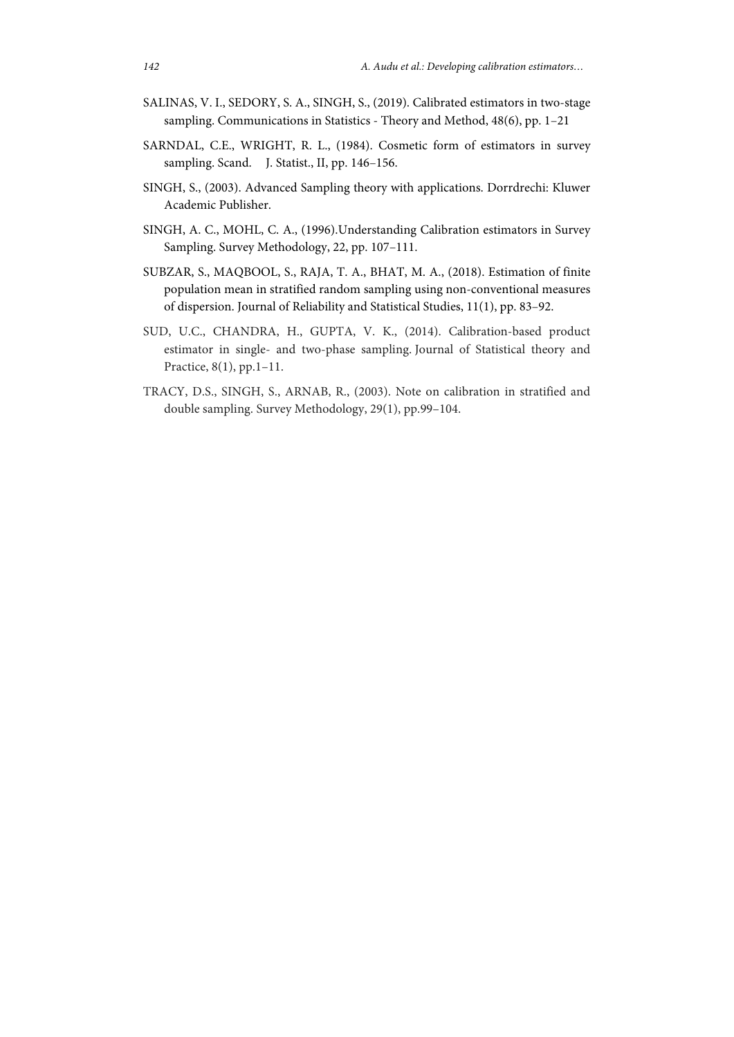SALINAS, V. I., SEDORY, S. A., SINGH, S., (2019). Calibrated estimators in two-stage sampling. Communications in Statistics - Theory and Method, 48(6), pp. 1–21

SARNDAL, C.E., WRIGHT, R. L., (1984). Cosmetic form of estimators in survey sampling. Scand. J. Statist., II, pp. 146–156.

SINGH, S., (2003). Advanced Sampling theory with applications. Dorrdrechi: Kluwer Academic Publisher.

SINGH, A. C., MOHL, C. A., (1996).Understanding Calibration estimators in Survey Sampling. Survey Methodology, 22, pp. 107–111.

SUBZAR, S., MAQBOOL, S., RAJA, T. A., BHAT, M. A., (2018). Estimation of finite population mean in stratified random sampling using non-conventional measures of dispersion. Journal of Reliability and Statistical Studies, 11(1), pp. 83–92.

SUD, U.C., CHANDRA, H., GUPTA, V. K., (2014). Calibration-based product estimator in single- and two-phase sampling. Journal of Statistical theory and Practice, 8(1), pp.1–11.

TRACY, D.S., SINGH, S., ARNAB, R., (2003). Note on calibration in stratified and double sampling. Survey Methodology, 29(1), pp.99–104.